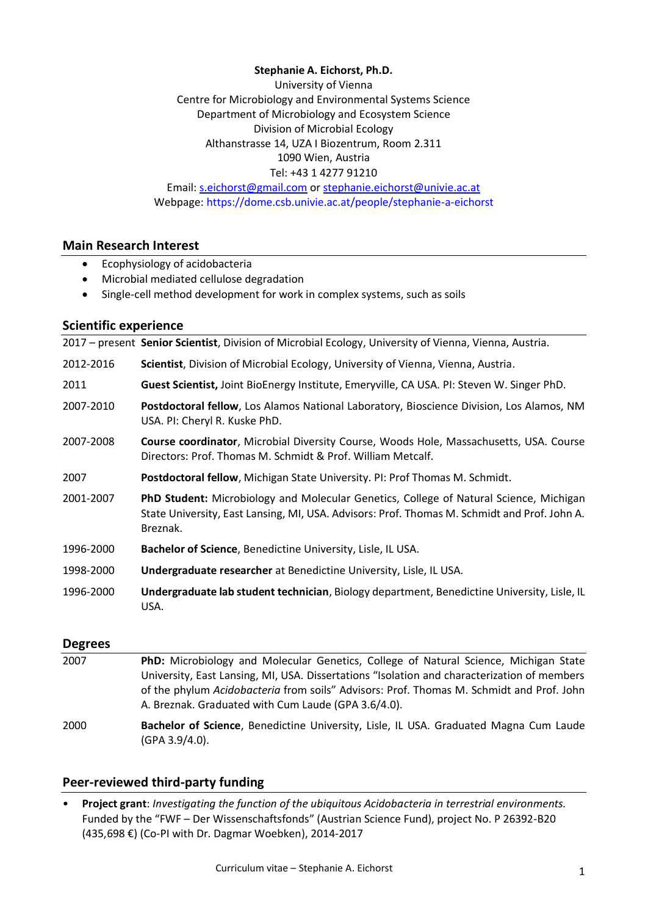**Stephanie A. Eichorst, Ph.D.**
University of Vienna
Centre for Microbiology and Environmental Systems Science
Department of Microbiology and Ecosystem Science
Division of Microbial Ecology
Althanstrasse 14, UZA I Biozentrum, Room 2.311
1090 Wien, Austria
Tel: +43 1 4277 91210
Email: s.eichorst@gmail.com or stephanie.eichorst@univie.ac.at
Webpage: https://dome.csb.univie.ac.at/people/stephanie-a-eichorst

## Main Research Interest

- Ecophysiology of acidobacteria
- Microbial mediated cellulose degradation
- Single-cell method development for work in complex systems, such as soils

## Scientific experience

| | |
|---|---|
| 2017 – present | **Senior Scientist**, Division of Microbial Ecology, University of Vienna, Vienna, Austria. |
| 2012-2016 | **Scientist**, Division of Microbial Ecology, University of Vienna, Vienna, Austria. |
| 2011 | **Guest Scientist,** Joint BioEnergy Institute, Emeryville, CA USA. PI: Steven W. Singer PhD. |
| 2007-2010 | **Postdoctoral fellow**, Los Alamos National Laboratory, Bioscience Division, Los Alamos, NM USA. PI: Cheryl R. Kuske PhD. |
| 2007-2008 | **Course coordinator**, Microbial Diversity Course, Woods Hole, Massachusetts, USA. Course Directors: Prof. Thomas M. Schmidt & Prof. William Metcalf. |
| 2007 | **Postdoctoral fellow**, Michigan State University. PI: Prof Thomas M. Schmidt. |
| 2001-2007 | **PhD Student:** Microbiology and Molecular Genetics, College of Natural Science, Michigan State University, East Lansing, MI, USA. Advisors: Prof. Thomas M. Schmidt and Prof. John A. Breznak. |
| 1996-2000 | **Bachelor of Science**, Benedictine University, Lisle, IL USA. |
| 1998-2000 | **Undergraduate researcher** at Benedictine University, Lisle, IL USA. |
| 1996-2000 | **Undergraduate lab student technician**, Biology department, Benedictine University, Lisle, IL USA. |

## Degrees

| | |
|---|---|
| 2007 | **PhD:** Microbiology and Molecular Genetics, College of Natural Science, Michigan State University, East Lansing, MI, USA. Dissertations "Isolation and characterization of members of the phylum *Acidobacteria* from soils" Advisors: Prof. Thomas M. Schmidt and Prof. John A. Breznak. Graduated with Cum Laude (GPA 3.6/4.0). |
| 2000 | **Bachelor of Science**, Benedictine University, Lisle, IL USA. Graduated Magna Cum Laude (GPA 3.9/4.0). |

## Peer-reviewed third-party funding

- **Project grant**: *Investigating the function of the ubiquitous Acidobacteria in terrestrial environments.* Funded by the "FWF – Der Wissenschaftsfonds" (Austrian Science Fund), project No. P 26392-B20 (435,698 €) (Co-PI with Dr. Dagmar Woebken), 2014-2017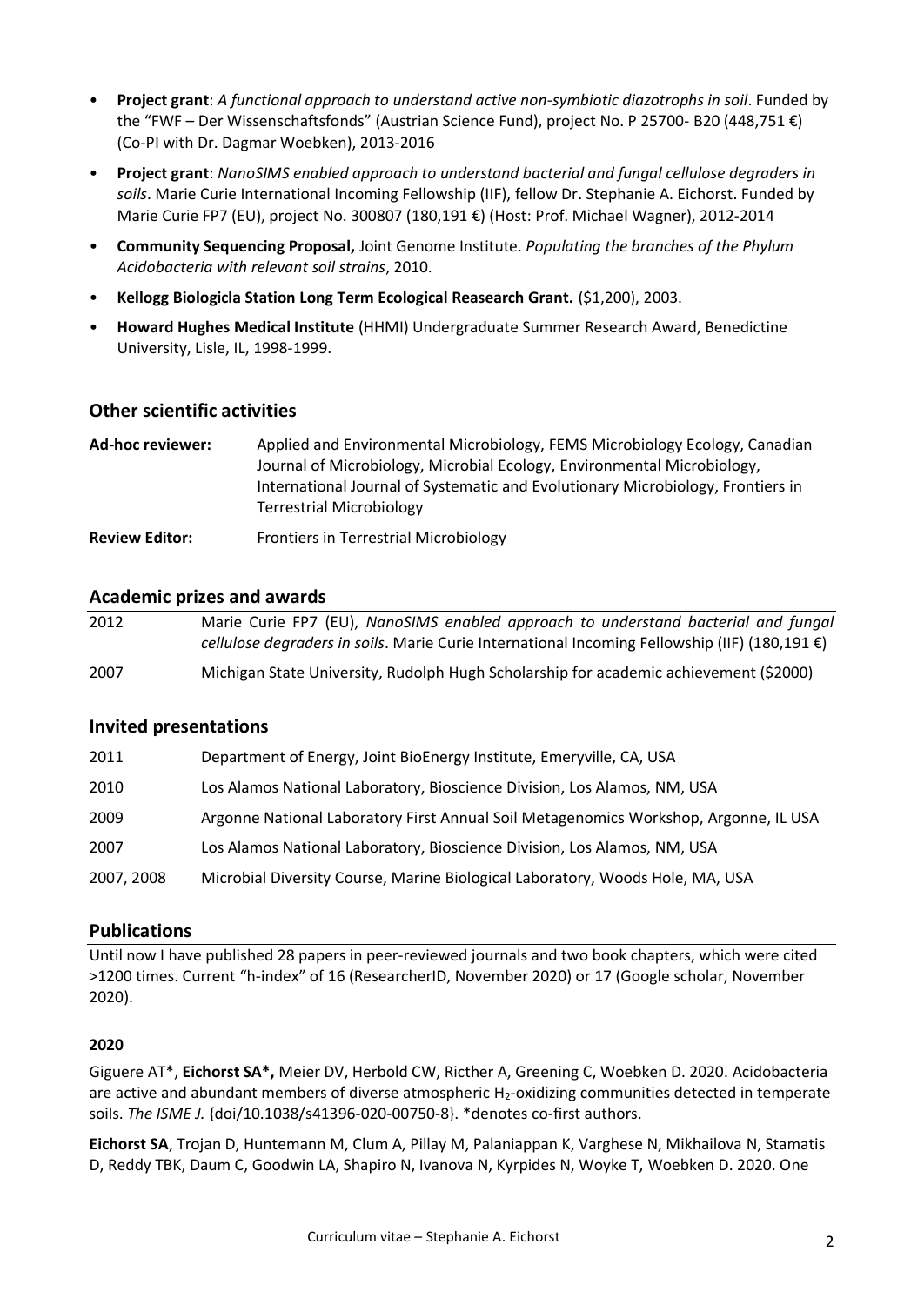- **Project grant**: *A functional approach to understand active non-symbiotic diazotrophs in soil*. Funded by the "FWF – Der Wissenschaftsfonds" (Austrian Science Fund), project No. P 25700- B20 (448,751 €) (Co-PI with Dr. Dagmar Woebken), 2013-2016
- **Project grant**: *NanoSIMS enabled approach to understand bacterial and fungal cellulose degraders in soils*. Marie Curie International Incoming Fellowship (IIF), fellow Dr. Stephanie A. Eichorst. Funded by Marie Curie FP7 (EU), project No. 300807 (180,191 €) (Host: Prof. Michael Wagner), 2012-2014
- **Community Sequencing Proposal,** Joint Genome Institute. *Populating the branches of the Phylum Acidobacteria with relevant soil strains*, 2010.
- **Kellogg Biologicla Station Long Term Ecological Reasearch Grant.** ($1,200), 2003.
- **Howard Hughes Medical Institute** (HHMI) Undergraduate Summer Research Award, Benedictine University, Lisle, IL, 1998-1999.

## Other scientific activities

| | |
|---|---|
| **Ad-hoc reviewer:** | Applied and Environmental Microbiology, FEMS Microbiology Ecology, Canadian Journal of Microbiology, Microbial Ecology, Environmental Microbiology, International Journal of Systematic and Evolutionary Microbiology, Frontiers in Terrestrial Microbiology |
| **Review Editor:** | Frontiers in Terrestrial Microbiology |

## Academic prizes and awards

| | |
|---|---|
| 2012 | Marie Curie FP7 (EU), *NanoSIMS enabled approach to understand bacterial and fungal cellulose degraders in soils*. Marie Curie International Incoming Fellowship (IIF) (180,191 €) |
| 2007 | Michigan State University, Rudolph Hugh Scholarship for academic achievement ($2000) |

## Invited presentations

| | |
|---|---|
| 2011 | Department of Energy, Joint BioEnergy Institute, Emeryville, CA, USA |
| 2010 | Los Alamos National Laboratory, Bioscience Division, Los Alamos, NM, USA |
| 2009 | Argonne National Laboratory First Annual Soil Metagenomics Workshop, Argonne, IL USA |
| 2007 | Los Alamos National Laboratory, Bioscience Division, Los Alamos, NM, USA |
| 2007, 2008 | Microbial Diversity Course, Marine Biological Laboratory, Woods Hole, MA, USA |

## Publications

Until now I have published 28 papers in peer-reviewed journals and two book chapters, which were cited >1200 times. Current "h-index" of 16 (ResearcherID, November 2020) or 17 (Google scholar, November 2020).

### 2020

Giguere AT*, **Eichorst SA*,** Meier DV, Herbold CW, Ricther A, Greening C, Woebken D. 2020. Acidobacteria are active and abundant members of diverse atmospheric $H_2$-oxidizing communities detected in temperate soils. *The ISME J.* {doi/10.1038/s41396-020-00750-8}. *denotes co-first authors.

**Eichorst SA**, Trojan D, Huntemann M, Clum A, Pillay M, Palaniappan K, Varghese N, Mikhailova N, Stamatis D, Reddy TBK, Daum C, Goodwin LA, Shapiro N, Ivanova N, Kyrpides N, Woyke T, Woebken D. 2020. One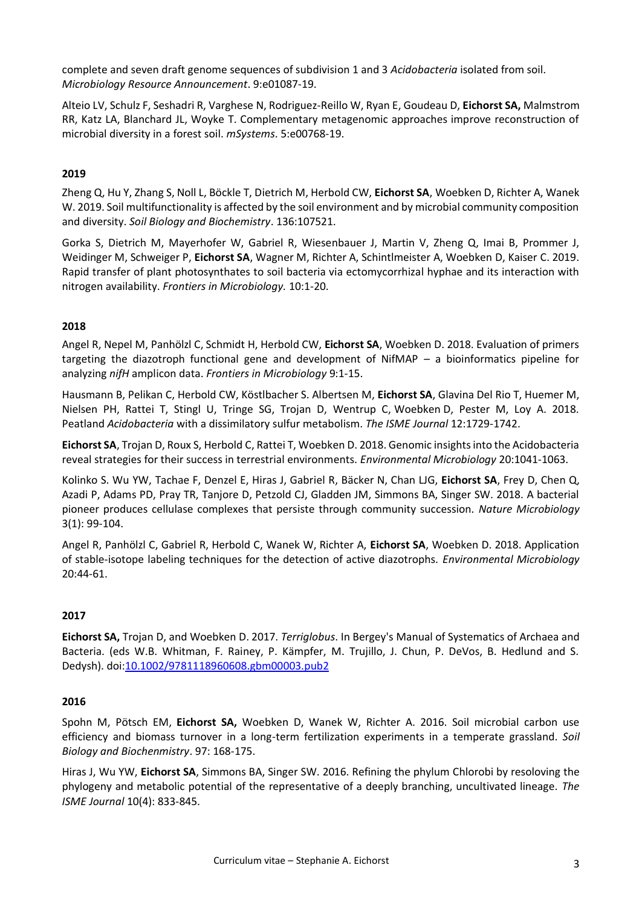complete and seven draft genome sequences of subdivision 1 and 3 *Acidobacteria* isolated from soil. *Microbiology Resource Announcement*. 9:e01087-19.

Alteio LV, Schulz F, Seshadri R, Varghese N, Rodriguez-Reillo W, Ryan E, Goudeau D, **Eichorst SA,** Malmstrom RR, Katz LA, Blanchard JL, Woyke T. Complementary metagenomic approaches improve reconstruction of microbial diversity in a forest soil. *mSystems*. 5:e00768-19.

**2019**

Zheng Q, Hu Y, Zhang S, Noll L, Böckle T, Dietrich M, Herbold CW, **Eichorst SA**, Woebken D, Richter A, Wanek W. 2019. Soil multifunctionality is affected by the soil environment and by microbial community composition and diversity. *Soil Biology and Biochemistry*. 136:107521.

Gorka S, Dietrich M, Mayerhofer W, Gabriel R, Wiesenbauer J, Martin V, Zheng Q, Imai B, Prommer J, Weidinger M, Schweiger P, **Eichorst SA**, Wagner M, Richter A, Schintlmeister A, Woebken D, Kaiser C. 2019. Rapid transfer of plant photosynthates to soil bacteria via ectomycorrhizal hyphae and its interaction with nitrogen availability. *Frontiers in Microbiology.* 10:1-20.

**2018**

Angel R, Nepel M, Panhölzl C, Schmidt H, Herbold CW, **Eichorst SA**, Woebken D. 2018. Evaluation of primers targeting the diazotroph functional gene and development of NifMAP – a bioinformatics pipeline for analyzing *nifH* amplicon data. *Frontiers in Microbiology* 9:1-15.

Hausmann B, Pelikan C, Herbold CW, Köstlbacher S. Albertsen M, **Eichorst SA**, Glavina Del Rio T, Huemer M, Nielsen PH, Rattei T, Stingl U, Tringe SG, Trojan D, Wentrup C, Woebken D, Pester M, Loy A. 2018. Peatland *Acidobacteria* with a dissimilatory sulfur metabolism. *The ISME Journal* 12:1729-1742.

**Eichorst SA**, Trojan D, Roux S, Herbold C, Rattei T, Woebken D. 2018. Genomic insights into the Acidobacteria reveal strategies for their success in terrestrial environments. *Environmental Microbiology* 20:1041-1063.

Kolinko S. Wu YW, Tachae F, Denzel E, Hiras J, Gabriel R, Bäcker N, Chan LJG, **Eichorst SA**, Frey D, Chen Q, Azadi P, Adams PD, Pray TR, Tanjore D, Petzold CJ, Gladden JM, Simmons BA, Singer SW. 2018. A bacterial pioneer produces cellulase complexes that persiste through community succession. *Nature Microbiology* 3(1): 99-104.

Angel R, Panhölzl C, Gabriel R, Herbold C, Wanek W, Richter A, **Eichorst SA**, Woebken D. 2018. Application of stable-isotope labeling techniques for the detection of active diazotrophs. *Environmental Microbiology* 20:44-61.

**2017**

**Eichorst SA,** Trojan D, and Woebken D. 2017. *Terriglobus*. In Bergey's Manual of Systematics of Archaea and Bacteria. (eds W.B. Whitman, F. Rainey, P. Kämpfer, M. Trujillo, J. Chun, P. DeVos, B. Hedlund and S. Dedysh). doi:10.1002/9781118960608.gbm00003.pub2

**2016**

Spohn M, Pötsch EM, **Eichorst SA,** Woebken D, Wanek W, Richter A. 2016. Soil microbial carbon use efficiency and biomass turnover in a long-term fertilization experiments in a temperate grassland. *Soil Biology and Biochenmistry*. 97: 168-175.

Hiras J, Wu YW, **Eichorst SA**, Simmons BA, Singer SW. 2016. Refining the phylum Chlorobi by resoloving the phylogeny and metabolic potential of the representative of a deeply branching, uncultivated lineage. *The ISME Journal* 10(4): 833-845.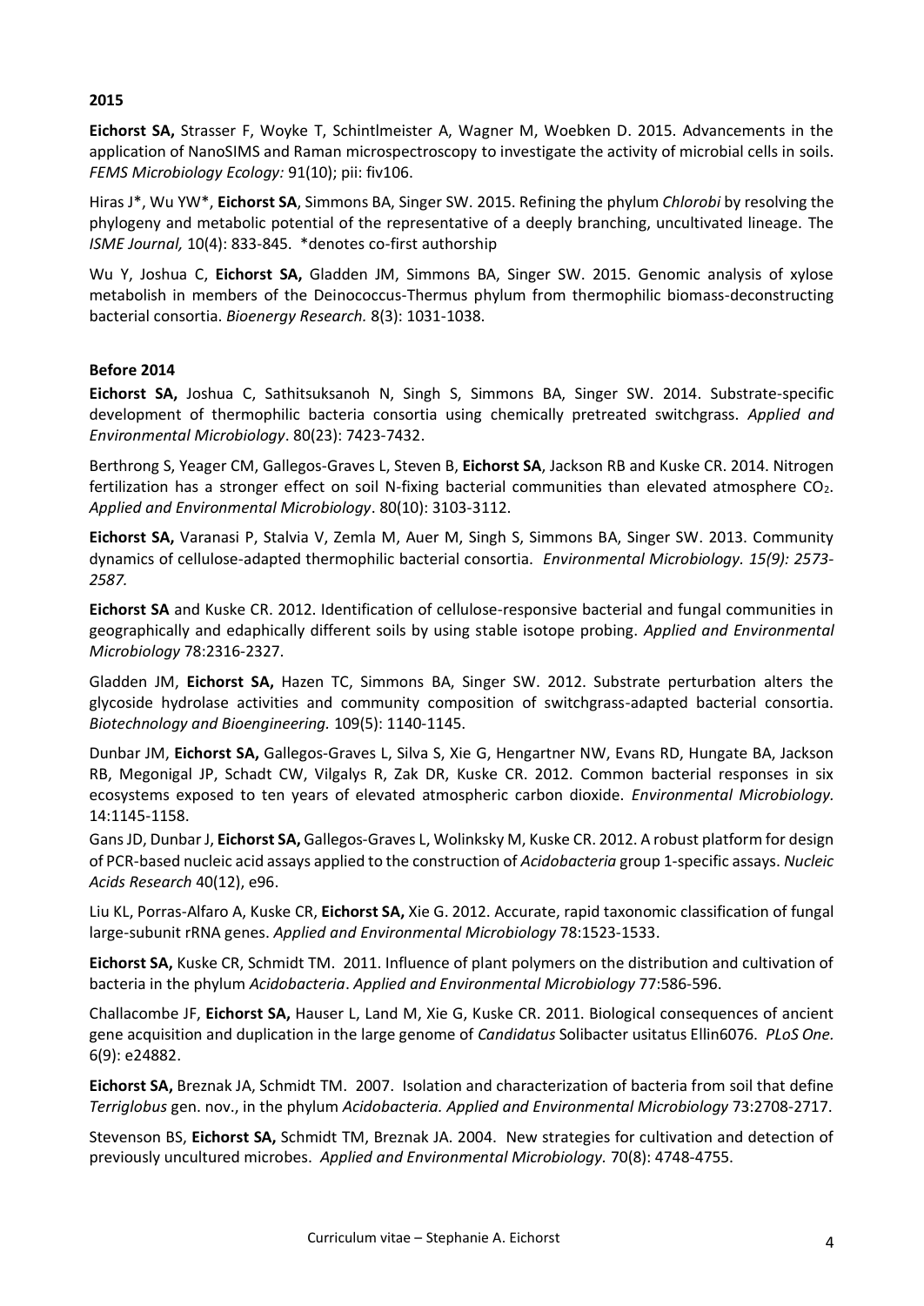**2015**

**Eichorst SA,** Strasser F, Woyke T, Schintlmeister A, Wagner M, Woebken D. 2015. Advancements in the application of NanoSIMS and Raman microspectroscopy to investigate the activity of microbial cells in soils. *FEMS Microbiology Ecology:* 91(10); pii: fiv106.

Hiras J*, Wu YW*, **Eichorst SA**, Simmons BA, Singer SW. 2015. Refining the phylum *Chlorobi* by resolving the phylogeny and metabolic potential of the representative of a deeply branching, uncultivated lineage. The *ISME Journal,* 10(4): 833-845. *denotes co-first authorship

Wu Y, Joshua C, **Eichorst SA,** Gladden JM, Simmons BA, Singer SW. 2015. Genomic analysis of xylose metabolism in members of the Deinococcus-Thermus phylum from thermophilic biomass-deconstructing bacterial consortia. *Bioenergy Research.* 8(3): 1031-1038.

**Before 2014**

**Eichorst SA,** Joshua C, Sathitsuksanoh N, Singh S, Simmons BA, Singer SW. 2014. Substrate-specific development of thermophilic bacteria consortia using chemically pretreated switchgrass. *Applied and Environmental Microbiology*. 80(23): 7423-7432.

Berthrong S, Yeager CM, Gallegos-Graves L, Steven B, **Eichorst SA**, Jackson RB and Kuske CR. 2014. Nitrogen fertilization has a stronger effect on soil N-fixing bacterial communities than elevated atmosphere $CO_2$. *Applied and Environmental Microbiology*. 80(10): 3103-3112.

**Eichorst SA,** Varanasi P, Stalvia V, Zemla M, Auer M, Singh S, Simmons BA, Singer SW. 2013. Community dynamics of cellulose-adapted thermophilic bacterial consortia. *Environmental Microbiology. 15(9): 2573-2587.*

**Eichorst SA** and Kuske CR. 2012. Identification of cellulose-responsive bacterial and fungal communities in geographically and edaphically different soils by using stable isotope probing. *Applied and Environmental Microbiology* 78:2316-2327.

Gladden JM, **Eichorst SA,** Hazen TC, Simmons BA, Singer SW. 2012. Substrate perturbation alters the glycoside hydrolase activities and community composition of switchgrass-adapted bacterial consortia. *Biotechnology and Bioengineering.* 109(5): 1140-1145.

Dunbar JM, **Eichorst SA,** Gallegos-Graves L, Silva S, Xie G, Hengartner NW, Evans RD, Hungate BA, Jackson RB, Megonigal JP, Schadt CW, Vilgalys R, Zak DR, Kuske CR. 2012. Common bacterial responses in six ecosystems exposed to ten years of elevated atmospheric carbon dioxide. *Environmental Microbiology.* 14:1145-1158.

Gans JD, Dunbar J, **Eichorst SA,** Gallegos-Graves L, Wolinksky M, Kuske CR. 2012. A robust platform for design of PCR-based nucleic acid assays applied to the construction of *Acidobacteria* group 1-specific assays. *Nucleic Acids Research* 40(12), e96.

Liu KL, Porras-Alfaro A, Kuske CR, **Eichorst SA,** Xie G. 2012. Accurate, rapid taxonomic classification of fungal large-subunit rRNA genes. *Applied and Environmental Microbiology* 78:1523-1533.

**Eichorst SA,** Kuske CR, Schmidt TM. 2011. Influence of plant polymers on the distribution and cultivation of bacteria in the phylum *Acidobacteria*. *Applied and Environmental Microbiology* 77:586-596.

Challacombe JF, **Eichorst SA,** Hauser L, Land M, Xie G, Kuske CR. 2011. Biological consequences of ancient gene acquisition and duplication in the large genome of *Candidatus* Solibacter usitatus Ellin6076. *PLoS One.* 6(9): e24882.

**Eichorst SA,** Breznak JA, Schmidt TM. 2007. Isolation and characterization of bacteria from soil that define *Terriglobus* gen. nov., in the phylum *Acidobacteria. Applied and Environmental Microbiology* 73:2708-2717.

Stevenson BS, **Eichorst SA,** Schmidt TM, Breznak JA. 2004. New strategies for cultivation and detection of previously uncultured microbes. *Applied and Environmental Microbiology.* 70(8): 4748-4755.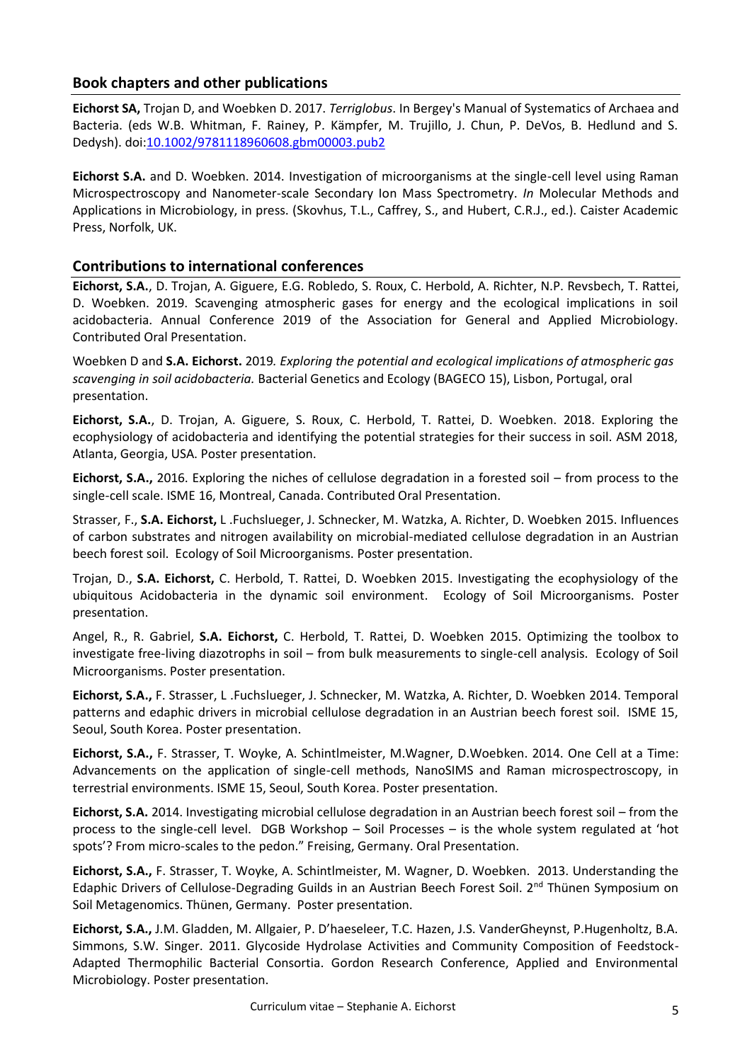## Book chapters and other publications

**Eichorst SA,** Trojan D, and Woebken D. 2017. *Terriglobus*. In Bergey's Manual of Systematics of Archaea and Bacteria. (eds W.B. Whitman, F. Rainey, P. Kämpfer, M. Trujillo, J. Chun, P. DeVos, B. Hedlund and S. Dedysh). doi:[10.1002/9781118960608.gbm00003.pub2](10.1002/9781118960608.gbm00003.pub2)

**Eichorst S.A.** and D. Woebken. 2014. Investigation of microorganisms at the single-cell level using Raman Microspectroscopy and Nanometer-scale Secondary Ion Mass Spectrometry. *In* Molecular Methods and Applications in Microbiology, in press. (Skovhus, T.L., Caffrey, S., and Hubert, C.R.J., ed.). Caister Academic Press, Norfolk, UK.

## Contributions to international conferences

**Eichorst, S.A.**, D. Trojan, A. Giguere, E.G. Robledo, S. Roux, C. Herbold, A. Richter, N.P. Revsbech, T. Rattei, D. Woebken. 2019. Scavenging atmospheric gases for energy and the ecological implications in soil acidobacteria. Annual Conference 2019 of the Association for General and Applied Microbiology. Contributed Oral Presentation.

Woebken D and **S.A. Eichorst.** 2019*. Exploring the potential and ecological implications of atmospheric gas scavenging in soil acidobacteria.* Bacterial Genetics and Ecology (BAGECO 15), Lisbon, Portugal, oral presentation.

**Eichorst, S.A.**, D. Trojan, A. Giguere, S. Roux, C. Herbold, T. Rattei, D. Woebken. 2018. Exploring the ecophysiology of acidobacteria and identifying the potential strategies for their success in soil. ASM 2018, Atlanta, Georgia, USA. Poster presentation.

**Eichorst, S.A.,** 2016. Exploring the niches of cellulose degradation in a forested soil – from process to the single-cell scale. ISME 16, Montreal, Canada. Contributed Oral Presentation.

Strasser, F., **S.A. Eichorst,** L .Fuchslueger, J. Schnecker, M. Watzka, A. Richter, D. Woebken 2015. Influences of carbon substrates and nitrogen availability on microbial-mediated cellulose degradation in an Austrian beech forest soil. Ecology of Soil Microorganisms. Poster presentation.

Trojan, D., **S.A. Eichorst,** C. Herbold, T. Rattei, D. Woebken 2015. Investigating the ecophysiology of the ubiquitous Acidobacteria in the dynamic soil environment. Ecology of Soil Microorganisms. Poster presentation.

Angel, R., R. Gabriel, **S.A. Eichorst,** C. Herbold, T. Rattei, D. Woebken 2015. Optimizing the toolbox to investigate free-living diazotrophs in soil – from bulk measurements to single-cell analysis. Ecology of Soil Microorganisms. Poster presentation.

**Eichorst, S.A.,** F. Strasser, L .Fuchslueger, J. Schnecker, M. Watzka, A. Richter, D. Woebken 2014. Temporal patterns and edaphic drivers in microbial cellulose degradation in an Austrian beech forest soil. ISME 15, Seoul, South Korea. Poster presentation.

**Eichorst, S.A.,** F. Strasser, T. Woyke, A. Schintlmeister, M.Wagner, D.Woebken. 2014. One Cell at a Time: Advancements on the application of single-cell methods, NanoSIMS and Raman microspectroscopy, in terrestrial environments. ISME 15, Seoul, South Korea. Poster presentation.

**Eichorst, S.A.** 2014. Investigating microbial cellulose degradation in an Austrian beech forest soil – from the process to the single-cell level. DGB Workshop – Soil Processes – is the whole system regulated at 'hot spots'? From micro-scales to the pedon." Freising, Germany. Oral Presentation.

**Eichorst, S.A.,** F. Strasser, T. Woyke, A. Schintlmeister, M. Wagner, D. Woebken. 2013. Understanding the Edaphic Drivers of Cellulose-Degrading Guilds in an Austrian Beech Forest Soil. 2nd Thünen Symposium on Soil Metagenomics. Thünen, Germany. Poster presentation.

**Eichorst, S.A.,** J.M. Gladden, M. Allgaier, P. D'haeseleer, T.C. Hazen, J.S. VanderGheynst, P.Hugenholtz, B.A. Simmons, S.W. Singer. 2011. Glycoside Hydrolase Activities and Community Composition of Feedstock-Adapted Thermophilic Bacterial Consortia. Gordon Research Conference, Applied and Environmental Microbiology. Poster presentation.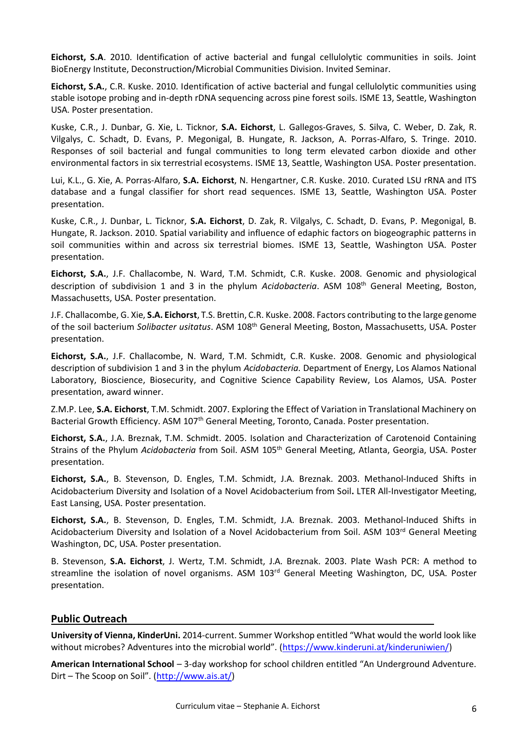**Eichorst, S.A**. 2010. Identification of active bacterial and fungal cellulolytic communities in soils. Joint BioEnergy Institute, Deconstruction/Microbial Communities Division. Invited Seminar.

**Eichorst, S.A.**, C.R. Kuske. 2010. Identification of active bacterial and fungal cellulolytic communities using stable isotope probing and in-depth rDNA sequencing across pine forest soils. ISME 13, Seattle, Washington USA. Poster presentation.

Kuske, C.R., J. Dunbar, G. Xie, L. Ticknor, **S.A. Eichorst**, L. Gallegos-Graves, S. Silva, C. Weber, D. Zak, R. Vilgalys, C. Schadt, D. Evans, P. Megonigal, B. Hungate, R. Jackson, A. Porras-Alfaro, S. Tringe. 2010. Responses of soil bacterial and fungal communities to long term elevated carbon dioxide and other environmental factors in six terrestrial ecosystems. ISME 13, Seattle, Washington USA. Poster presentation.

Lui, K.L., G. Xie, A. Porras-Alfaro, **S.A. Eichorst**, N. Hengartner, C.R. Kuske. 2010. Curated LSU rRNA and ITS database and a fungal classifier for short read sequences. ISME 13, Seattle, Washington USA. Poster presentation.

Kuske, C.R., J. Dunbar, L. Ticknor, **S.A. Eichorst**, D. Zak, R. Vilgalys, C. Schadt, D. Evans, P. Megonigal, B. Hungate, R. Jackson. 2010. Spatial variability and influence of edaphic factors on biogeographic patterns in soil communities within and across six terrestrial biomes. ISME 13, Seattle, Washington USA. Poster presentation.

**Eichorst, S.A.**, J.F. Challacombe, N. Ward, T.M. Schmidt, C.R. Kuske. 2008. Genomic and physiological description of subdivision 1 and 3 in the phylum *Acidobacteria*. ASM 108th General Meeting, Boston, Massachusetts, USA. Poster presentation.

J.F. Challacombe, G. Xie, **S.A. Eichorst**, T.S. Brettin, C.R. Kuske. 2008. Factors contributing to the large genome of the soil bacterium *Solibacter usitatus*. ASM 108th General Meeting, Boston, Massachusetts, USA. Poster presentation.

**Eichorst, S.A.**, J.F. Challacombe, N. Ward, T.M. Schmidt, C.R. Kuske. 2008. Genomic and physiological description of subdivision 1 and 3 in the phylum *Acidobacteria.* Department of Energy, Los Alamos National Laboratory, Bioscience, Biosecurity, and Cognitive Science Capability Review, Los Alamos, USA. Poster presentation, award winner.

Z.M.P. Lee, **S.A. Eichorst**, T.M. Schmidt. 2007. Exploring the Effect of Variation in Translational Machinery on Bacterial Growth Efficiency. ASM 107th General Meeting, Toronto, Canada. Poster presentation.

**Eichorst, S.A.**, J.A. Breznak, T.M. Schmidt. 2005. Isolation and Characterization of Carotenoid Containing Strains of the Phylum *Acidobacteria* from Soil. ASM 105th General Meeting, Atlanta, Georgia, USA. Poster presentation.

**Eichorst, S.A.**, B. Stevenson, D. Engles, T.M. Schmidt, J.A. Breznak. 2003. Methanol-Induced Shifts in Acidobacterium Diversity and Isolation of a Novel Acidobacterium from Soil**.** LTER All-Investigator Meeting, East Lansing, USA. Poster presentation.

**Eichorst, S.A.**, B. Stevenson, D. Engles, T.M. Schmidt, J.A. Breznak. 2003. Methanol-Induced Shifts in Acidobacterium Diversity and Isolation of a Novel Acidobacterium from Soil. ASM 103rd General Meeting Washington, DC, USA. Poster presentation.

B. Stevenson, **S.A. Eichorst**, J. Wertz, T.M. Schmidt, J.A. Breznak. 2003. Plate Wash PCR: A method to streamline the isolation of novel organisms. ASM 103rd General Meeting Washington, DC, USA. Poster presentation.

## Public Outreach

**University of Vienna, KinderUni.** 2014-current. Summer Workshop entitled "What would the world look like without microbes? Adventures into the microbial world". (https://www.kinderuni.at/kinderuniwien/)

**American International School** – 3-day workshop for school children entitled "An Underground Adventure. Dirt – The Scoop on Soil". (http://www.ais.at/)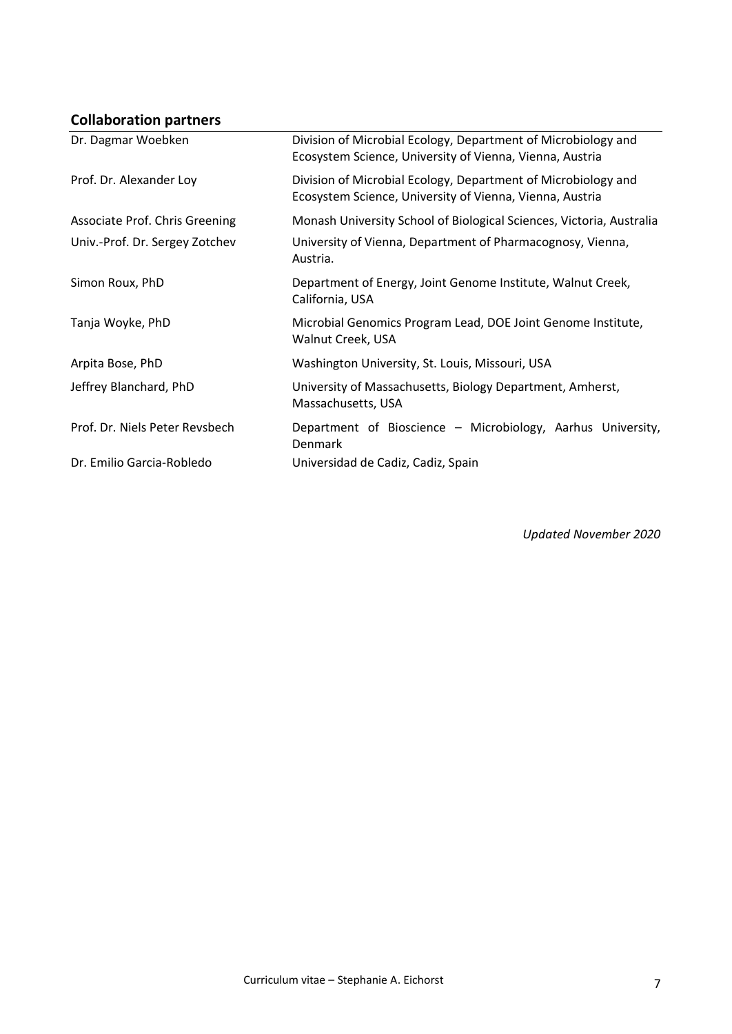## Collaboration partners

| | |
|---|---|
| Dr. Dagmar Woebken | Division of Microbial Ecology, Department of Microbiology and Ecosystem Science, University of Vienna, Vienna, Austria |
| Prof. Dr. Alexander Loy | Division of Microbial Ecology, Department of Microbiology and Ecosystem Science, University of Vienna, Vienna, Austria |
| Associate Prof. Chris Greening | Monash University School of Biological Sciences, Victoria, Australia |
| Univ.-Prof. Dr. Sergey Zotchev | University of Vienna, Department of Pharmacognosy, Vienna, Austria. |
| Simon Roux, PhD | Department of Energy, Joint Genome Institute, Walnut Creek, California, USA |
| Tanja Woyke, PhD | Microbial Genomics Program Lead, DOE Joint Genome Institute, Walnut Creek, USA |
| Arpita Bose, PhD | Washington University, St. Louis, Missouri, USA |
| Jeffrey Blanchard, PhD | University of Massachusetts, Biology Department, Amherst, Massachusetts, USA |
| Prof. Dr. Niels Peter Revsbech | Department of Bioscience – Microbiology, Aarhus University, Denmark |
| Dr. Emilio Garcia-Robledo | Universidad de Cadiz, Cadiz, Spain |

*Updated November 2020*